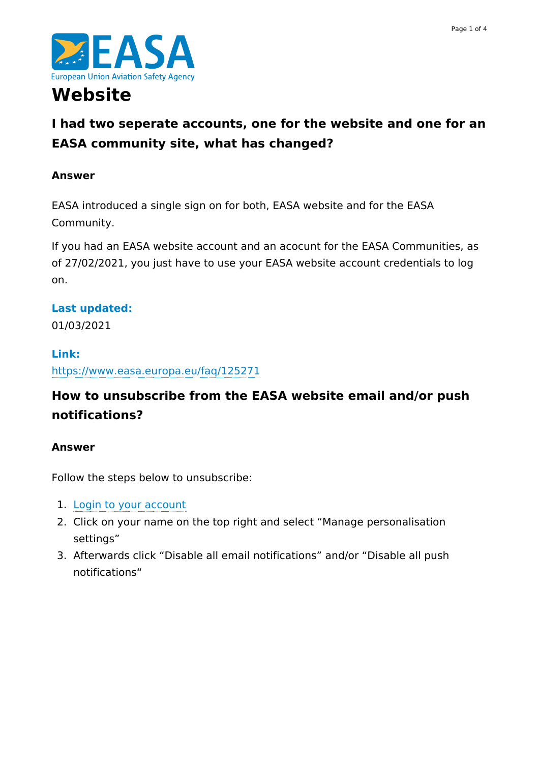# Website

## I had two seperate accounts, one for the website and one for an EASA community site, what has changed?

### Answer

EASA introduced a single sign on for both, EASA website and for the EASA Community.

If you had an EASA website account and an acocunt for the EASA Communities, as of 27/02/2021, you just have to use your EASA website account credentials to log on.

**Last updated:**
01/03/2021

**Link:**
https://www.easa.europa.eu/faq/125271

## How to unsubscribe from the EASA website email and/or push notifications?

### Answer

Follow the steps below to unsubscribe:

1. Login to your account
2. Click on your name on the top right and select “Manage personalisation settings”
3. Afterwards click “Disable all email notifications” and/or “Disable all push notifications“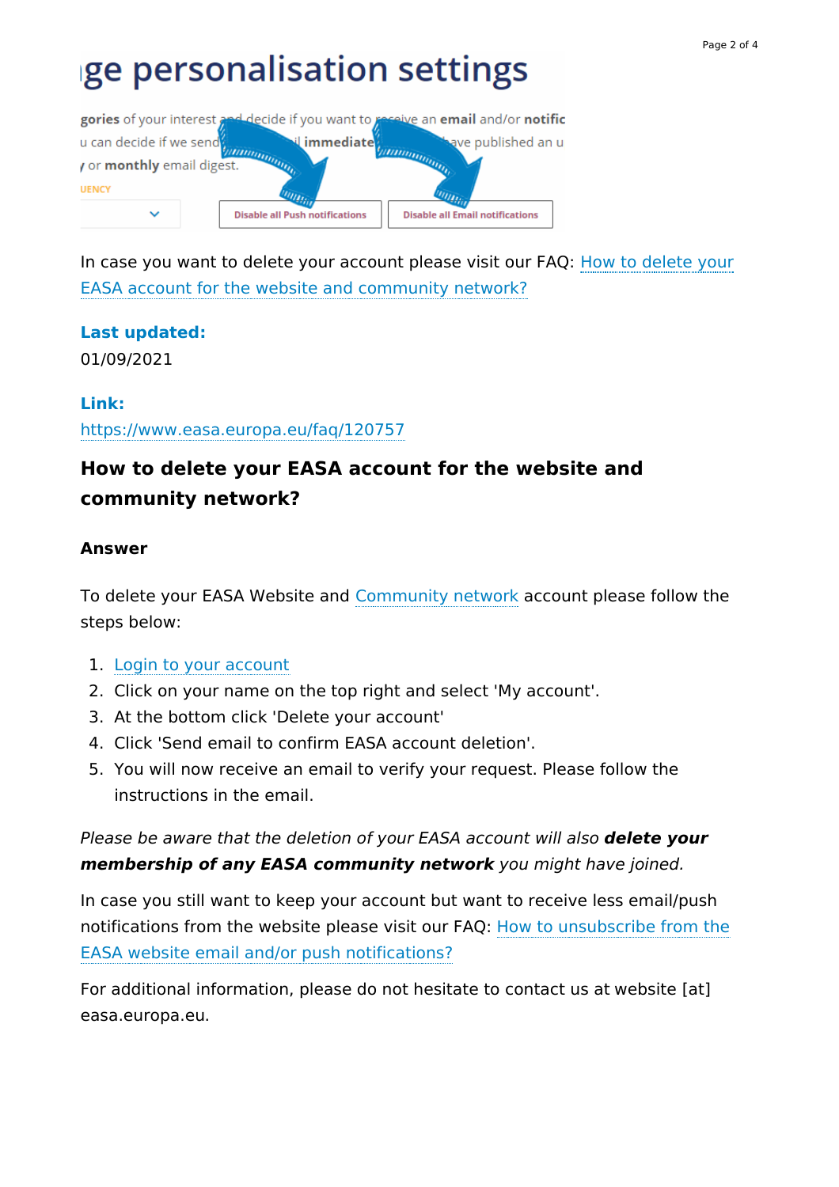In case you want to delete your account please visit our FAQ: How to delete your EASA account for the website and community network?

**Last updated:**

01/09/2021

**Link:**

https://www.easa.europa.eu/faq/120757

## How to delete your EASA account for the website and community network?

### Answer

To delete your EASA Website and Community network account please follow the steps below:

1. Login to your account
2. Click on your name on the top right and select 'My account'.
3. At the bottom click 'Delete your account'
4. Click 'Send email to confirm EASA account deletion'.
5. You will now receive an email to verify your request. Please follow the instructions in the email.

*Please be aware that the deletion of your EASA account will also **delete your membership of any EASA community network** you might have joined.*

In case you still want to keep your account but want to receive less email/push notifications from the website please visit our FAQ: How to unsubscribe from the EASA website email and/or push notifications?

For additional information, please do not hesitate to contact us at website [at] easa.europa.eu.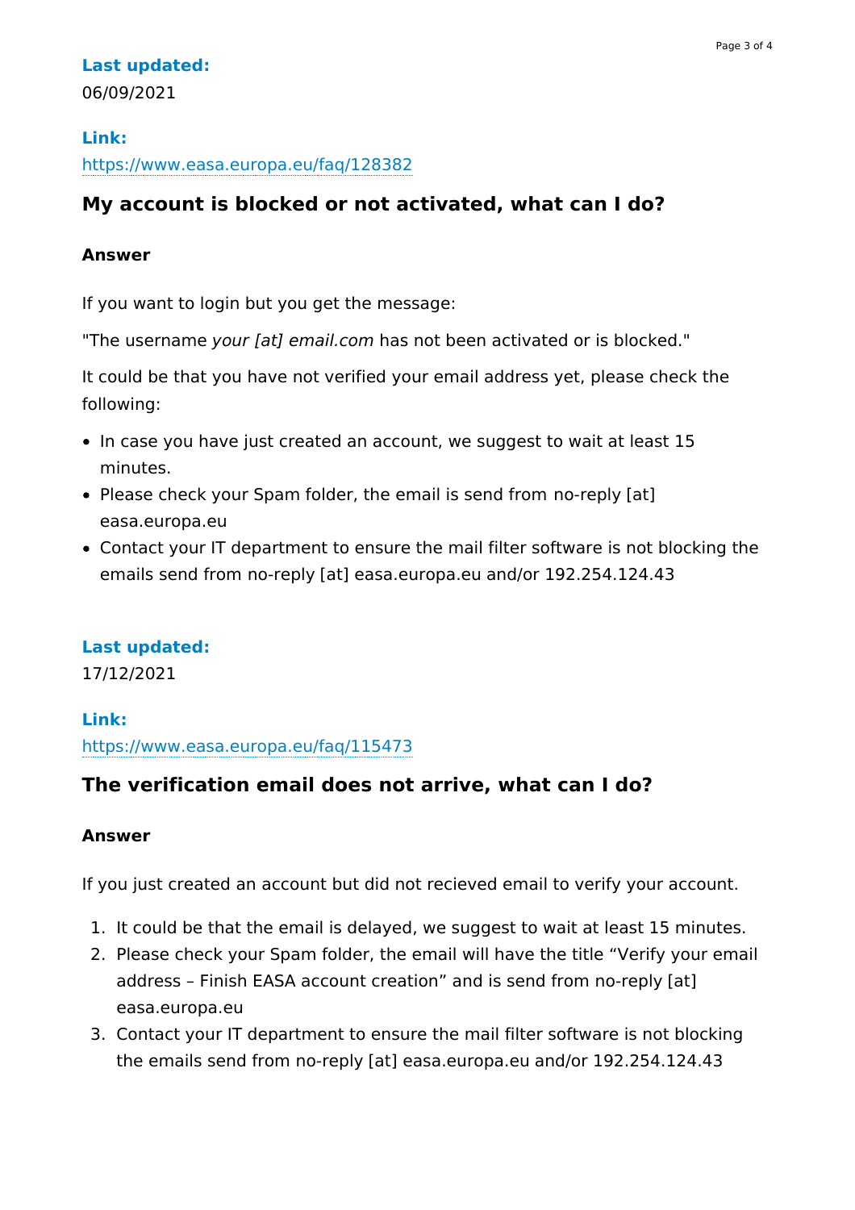**Last updated:**

06/09/2021

**Link:**

https://www.easa.europa.eu/faq/128382

## My account is blocked or not activated, what can I do?

**Answer**

If you want to login but you get the message:

"The username *your [at] email.com* has not been activated or is blocked."

It could be that you have not verified your email address yet, please check the following:

- In case you have just created an account, we suggest to wait at least 15 minutes.
- Please check your Spam folder, the email is send from no-reply [at] easa.europa.eu
- Contact your IT department to ensure the mail filter software is not blocking the emails send from no-reply [at] easa.europa.eu and/or 192.254.124.43

**Last updated:**

17/12/2021

**Link:**

https://www.easa.europa.eu/faq/115473

## The verification email does not arrive, what can I do?

**Answer**

If you just created an account but did not recieved email to verify your account.

1. It could be that the email is delayed, we suggest to wait at least 15 minutes.
2. Please check your Spam folder, the email will have the title "Verify your email address – Finish EASA account creation" and is send from no-reply [at] easa.europa.eu
3. Contact your IT department to ensure the mail filter software is not blocking the emails send from no-reply [at] easa.europa.eu and/or 192.254.124.43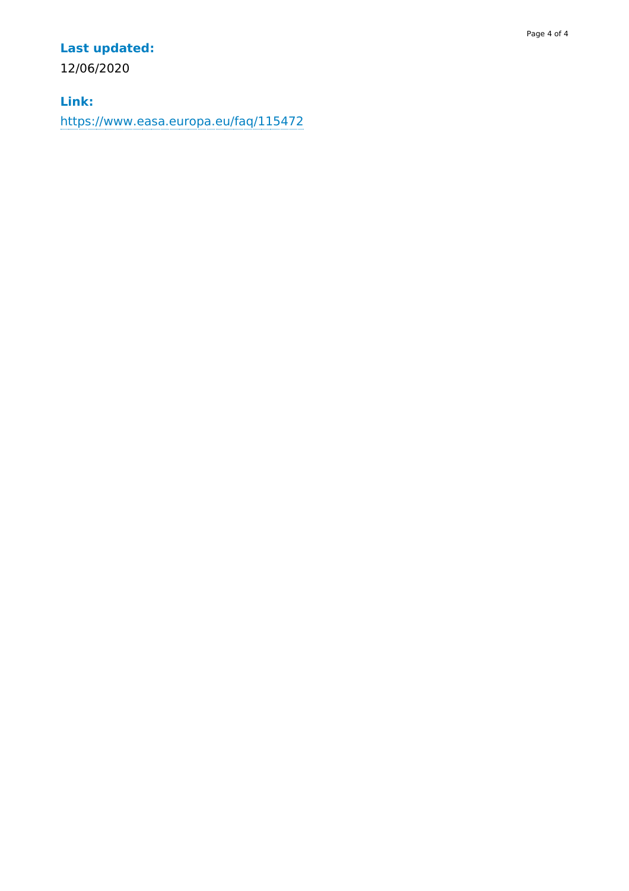**Last updated:**

12/06/2020

**Link:**

https://www.easa.europa.eu/faq/115472